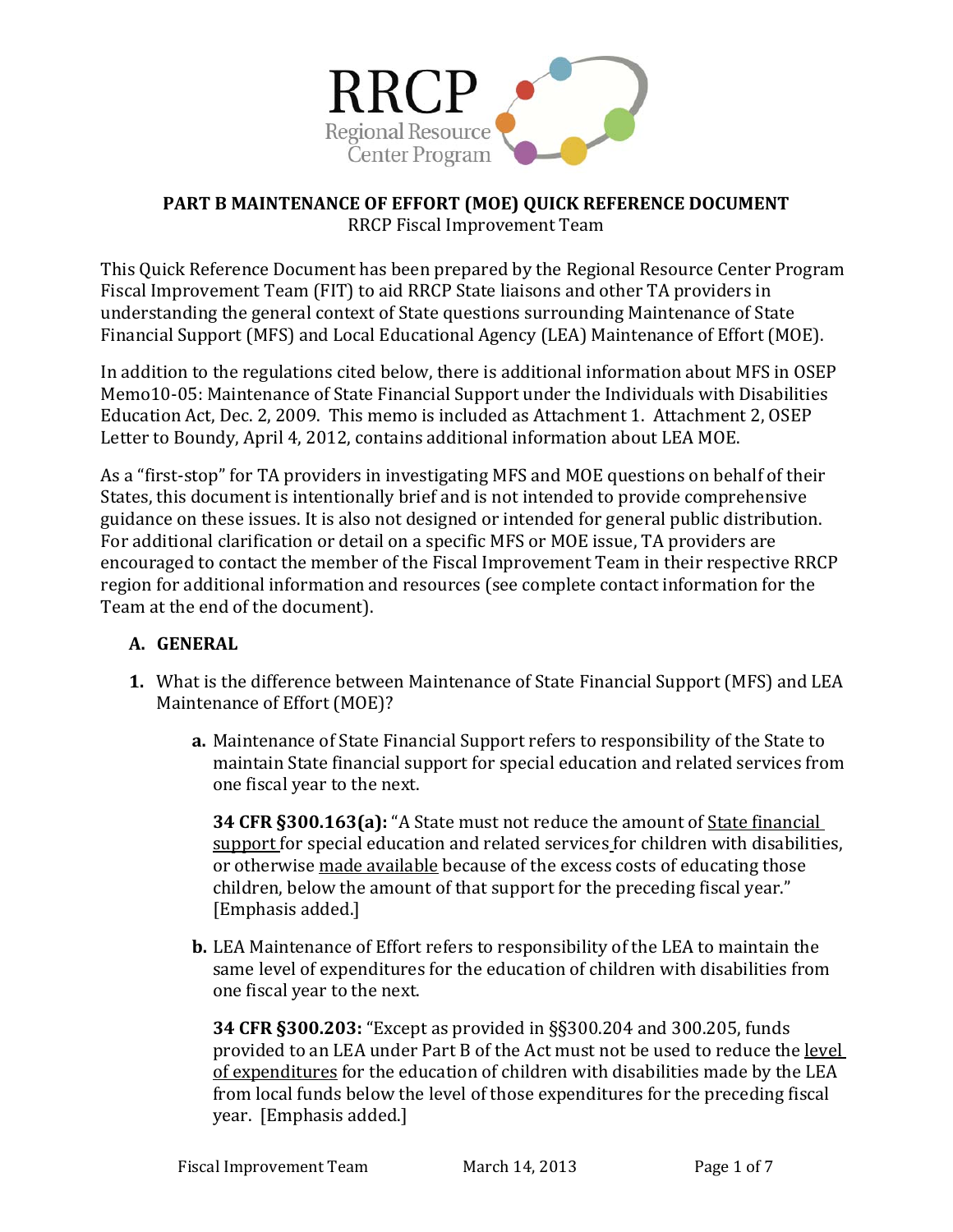RRCP
Regional Resource Center Program

# PART B MAINTENANCE OF EFFORT (MOE) QUICK REFERENCE DOCUMENT

RRCP Fiscal Improvement Team

This Quick Reference Document has been prepared by the Regional Resource Center Program Fiscal Improvement Team (FIT) to aid RRCP State liaisons and other TA providers in understanding the general context of State questions surrounding Maintenance of State Financial Support (MFS) and Local Educational Agency (LEA) Maintenance of Effort (MOE).

In addition to the regulations cited below, there is additional information about MFS in OSEP Memo10-05: Maintenance of State Financial Support under the Individuals with Disabilities Education Act, Dec. 2, 2009. This memo is included as Attachment 1. Attachment 2, OSEP Letter to Boundy, April 4, 2012, contains additional information about LEA MOE.

As a "first-stop" for TA providers in investigating MFS and MOE questions on behalf of their States, this document is intentionally brief and is not intended to provide comprehensive guidance on these issues. It is also not designed or intended for general public distribution. For additional clarification or detail on a specific MFS or MOE issue, TA providers are encouraged to contact the member of the Fiscal Improvement Team in their respective RRCP region for additional information and resources (see complete contact information for the Team at the end of the document).

## A. GENERAL

**1.** What is the difference between Maintenance of State Financial Support (MFS) and LEA Maintenance of Effort (MOE)?

**a.** Maintenance of State Financial Support refers to responsibility of the State to maintain State financial support for special education and related services from one fiscal year to the next.

**34 CFR §300.163(a):** "A State must not reduce the amount of <u>State financial support</u> for special education and related services for children with disabilities, or otherwise <u>made available</u> because of the excess costs of educating those children, below the amount of that support for the preceding fiscal year." [Emphasis added.]

**b.** LEA Maintenance of Effort refers to responsibility of the LEA to maintain the same level of expenditures for the education of children with disabilities from one fiscal year to the next.

**34 CFR §300.203:** "Except as provided in §§300.204 and 300.205, funds provided to an LEA under Part B of the Act must not be used to reduce the <u>level of expenditures</u> for the education of children with disabilities made by the LEA from local funds below the level of those expenditures for the preceding fiscal year. [Emphasis added.]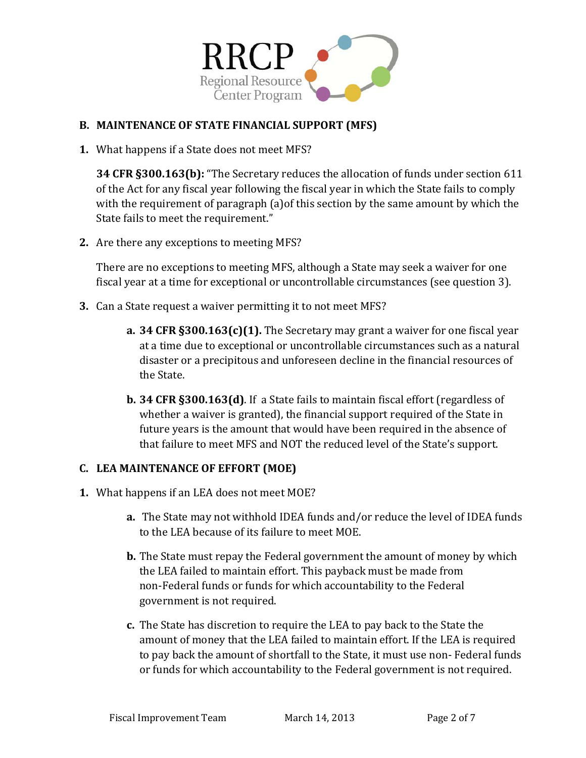## B. MAINTENANCE OF STATE FINANCIAL SUPPORT (MFS)

1. What happens if a State does not meet MFS?

   **34 CFR §300.163(b):** "The Secretary reduces the allocation of funds under section 611 of the Act for any fiscal year following the fiscal year in which the State fails to comply with the requirement of paragraph (a)of this section by the same amount by which the State fails to meet the requirement."

2. Are there any exceptions to meeting MFS?

   There are no exceptions to meeting MFS, although a State may seek a waiver for one fiscal year at a time for exceptional or uncontrollable circumstances (see question 3).

3. Can a State request a waiver permitting it to not meet MFS?

   a. **34 CFR §300.163(c)(1).** The Secretary may grant a waiver for one fiscal year at a time due to exceptional or uncontrollable circumstances such as a natural disaster or a precipitous and unforeseen decline in the financial resources of the State.

   b. **34 CFR §300.163(d)**. If a State fails to maintain fiscal effort (regardless of whether a waiver is granted), the financial support required of the State in future years is the amount that would have been required in the absence of that failure to meet MFS and NOT the reduced level of the State's support.

## C. LEA MAINTENANCE OF EFFORT (MOE)

1. What happens if an LEA does not meet MOE?

   a. The State may not withhold IDEA funds and/or reduce the level of IDEA funds to the LEA because of its failure to meet MOE.

   b. The State must repay the Federal government the amount of money by which the LEA failed to maintain effort. This payback must be made from non-Federal funds or funds for which accountability to the Federal government is not required.

   c. The State has discretion to require the LEA to pay back to the State the amount of money that the LEA failed to maintain effort. If the LEA is required to pay back the amount of shortfall to the State, it must use non- Federal funds or funds for which accountability to the Federal government is not required.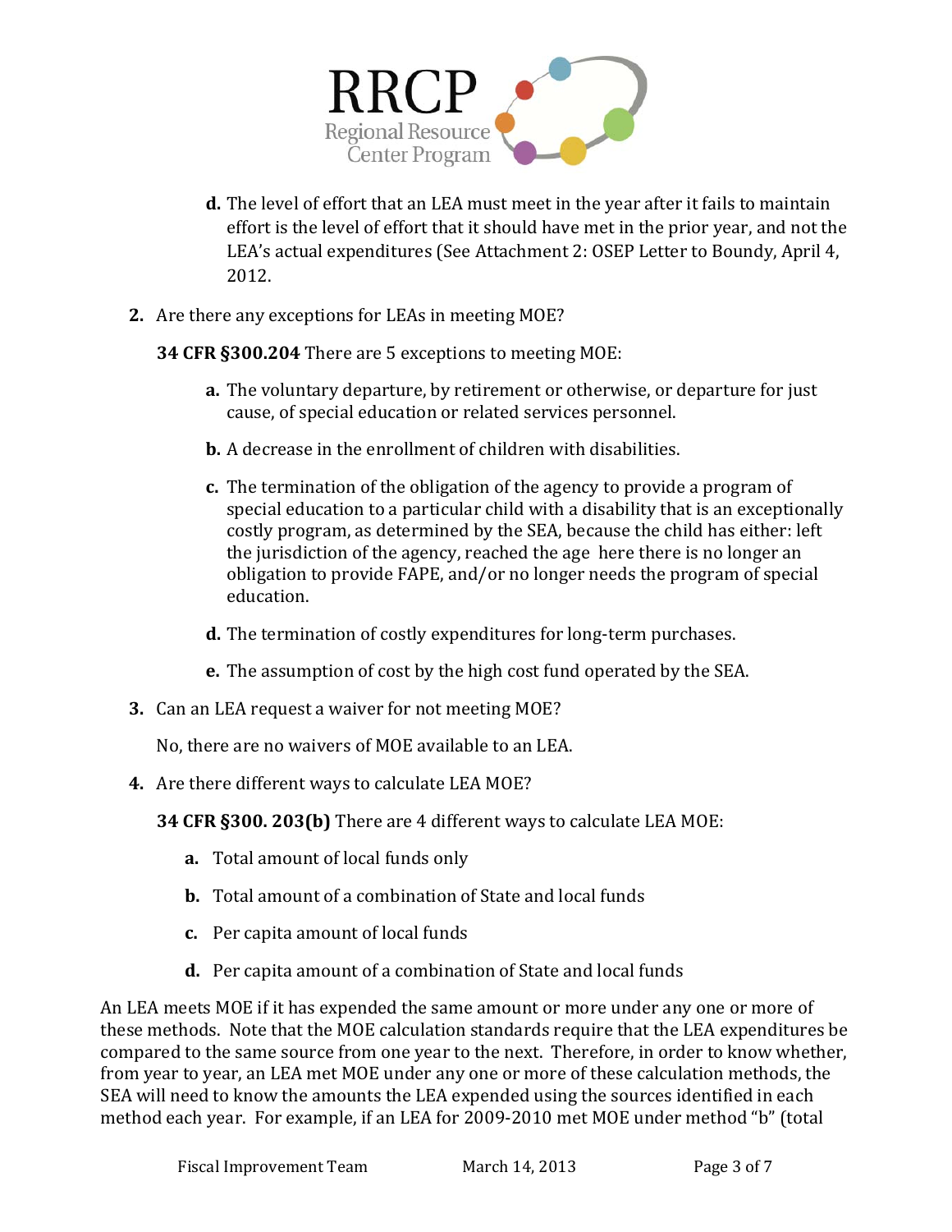**d.** The level of effort that an LEA must meet in the year after it fails to maintain effort is the level of effort that it should have met in the prior year, and not the LEA's actual expenditures (See Attachment 2: OSEP Letter to Boundy, April 4, 2012.

**2.** Are there any exceptions for LEAs in meeting MOE?

**34 CFR §300.204** There are 5 exceptions to meeting MOE:

**a.** The voluntary departure, by retirement or otherwise, or departure for just cause, of special education or related services personnel.

**b.** A decrease in the enrollment of children with disabilities.

**c.** The termination of the obligation of the agency to provide a program of special education to a particular child with a disability that is an exceptionally costly program, as determined by the SEA, because the child has either: left the jurisdiction of the agency, reached the age here there is no longer an obligation to provide FAPE, and/or no longer needs the program of special education.

**d.** The termination of costly expenditures for long-term purchases.

**e.** The assumption of cost by the high cost fund operated by the SEA.

**3.** Can an LEA request a waiver for not meeting MOE?

No, there are no waivers of MOE available to an LEA.

**4.** Are there different ways to calculate LEA MOE?

**34 CFR §300. 203(b)** There are 4 different ways to calculate LEA MOE:

**a.** Total amount of local funds only

**b.** Total amount of a combination of State and local funds

**c.** Per capita amount of local funds

**d.** Per capita amount of a combination of State and local funds

An LEA meets MOE if it has expended the same amount or more under any one or more of these methods. Note that the MOE calculation standards require that the LEA expenditures be compared to the same source from one year to the next. Therefore, in order to know whether, from year to year, an LEA met MOE under any one or more of these calculation methods, the SEA will need to know the amounts the LEA expended using the sources identified in each method each year. For example, if an LEA for 2009-2010 met MOE under method "b" (total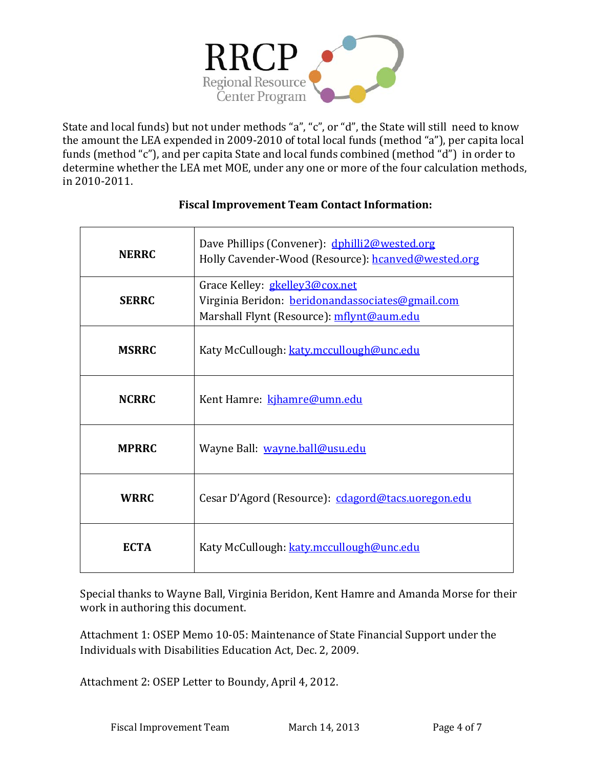State and local funds) but not under methods “a”, “c”, or “d”, the State will still need to know the amount the LEA expended in 2009-2010 of total local funds (method “a”), per capita local funds (method “c”), and per capita State and local funds combined (method “d”) in order to determine whether the LEA met MOE, under any one or more of the four calculation methods, in 2010-2011.

**Fiscal Improvement Team Contact Information:**

| | |
|---|---|
| **NERRC** | Dave Phillips (Convener): dphilli2@wested.org<br>Holly Cavender-Wood (Resource): hcanved@wested.org |
| **SERRC** | Grace Kelley: gkelley3@cox.net<br>Virginia Beridon: beridonandassociates@gmail.com<br>Marshall Flynt (Resource): mflynt@aum.edu |
| **MSRRC** | Katy McCullough: katy.mccullough@unc.edu |
| **NCRRC** | Kent Hamre: kjhamre@umn.edu |
| **MPRRC** | Wayne Ball: wayne.ball@usu.edu |
| **WRRC** | Cesar D’Agord (Resource): cdagord@tacs.uoregon.edu |
| **ECTA** | Katy McCullough: katy.mccullough@unc.edu |

Special thanks to Wayne Ball, Virginia Beridon, Kent Hamre and Amanda Morse for their work in authoring this document.

Attachment 1: OSEP Memo 10-05: Maintenance of State Financial Support under the Individuals with Disabilities Education Act, Dec. 2, 2009.

Attachment 2: OSEP Letter to Boundy, April 4, 2012.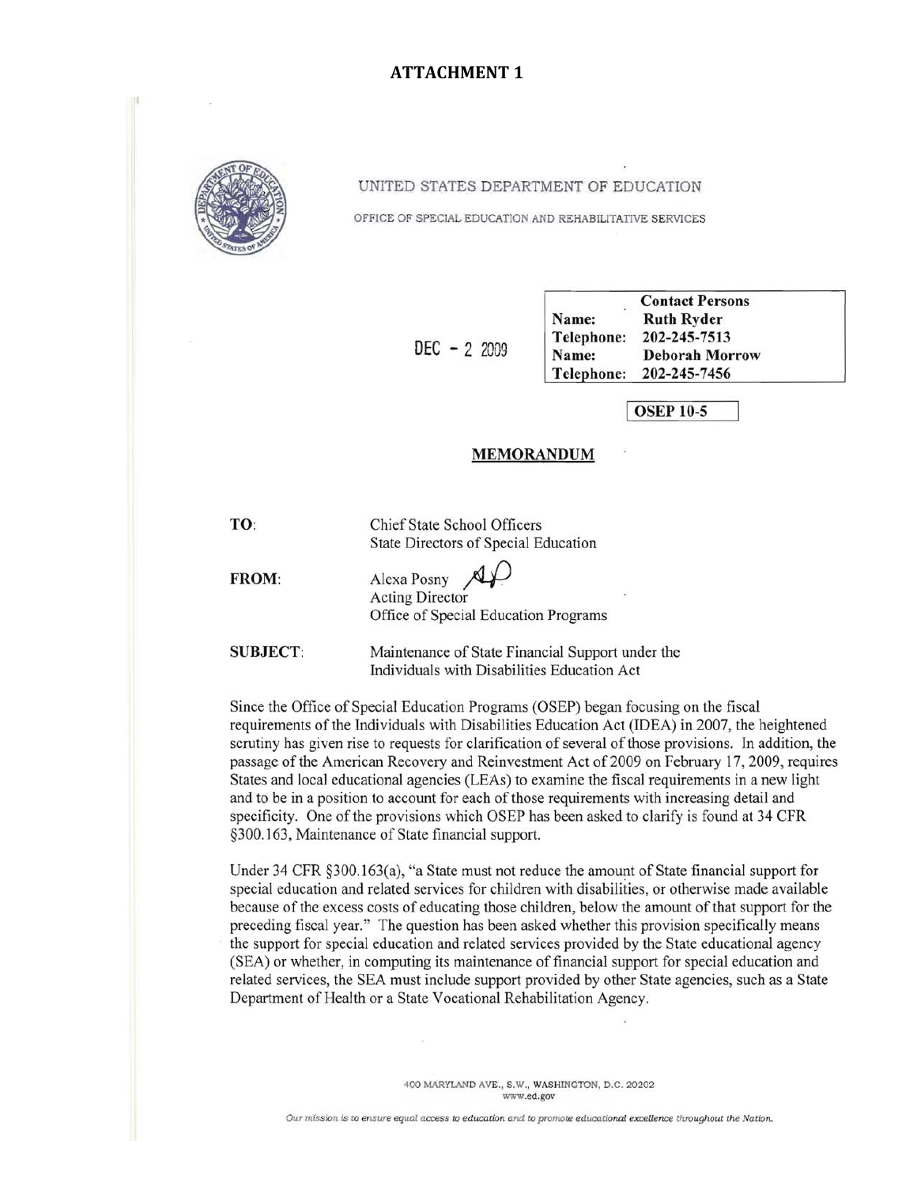# ATTACHMENT 1

UNITED STATES DEPARTMENT OF EDUCATION

OFFICE OF SPECIAL EDUCATION AND REHABILITATIVE SERVICES

DEC - 2 2009

| Contact Persons | |
|---|---|
| **Name:** | **Ruth Ryder** |
| **Telephone:** | **202-245-7513** |
| **Name:** | **Deborah Morrow** |
| **Telephone:** | **202-245-7456** |

**OSEP 10-5**

## MEMORANDUM

**TO:** Chief State School Officers
State Directors of Special Education

**FROM:** Alexa Posny
Acting Director
Office of Special Education Programs

**SUBJECT:** Maintenance of State Financial Support under the Individuals with Disabilities Education Act

Since the Office of Special Education Programs (OSEP) began focusing on the fiscal requirements of the Individuals with Disabilities Education Act (IDEA) in 2007, the heightened scrutiny has given rise to requests for clarification of several of those provisions. In addition, the passage of the American Recovery and Reinvestment Act of 2009 on February 17, 2009, requires States and local educational agencies (LEAs) to examine the fiscal requirements in a new light and to be in a position to account for each of those requirements with increasing detail and specificity. One of the provisions which OSEP has been asked to clarify is found at 34 CFR §300.163, Maintenance of State financial support.

Under 34 CFR §300.163(a), "a State must not reduce the amount of State financial support for special education and related services for children with disabilities, or otherwise made available because of the excess costs of educating those children, below the amount of that support for the preceding fiscal year." The question has been asked whether this provision specifically means the support for special education and related services provided by the State educational agency (SEA) or whether, in computing its maintenance of financial support for special education and related services, the SEA must include support provided by other State agencies, such as a State Department of Health or a State Vocational Rehabilitation Agency.

400 MARYLAND AVE., S.W., WASHINGTON, D.C. 20202
www.ed.gov

*Our mission is to ensure equal access to education and to promote educational excellence throughout the Nation.*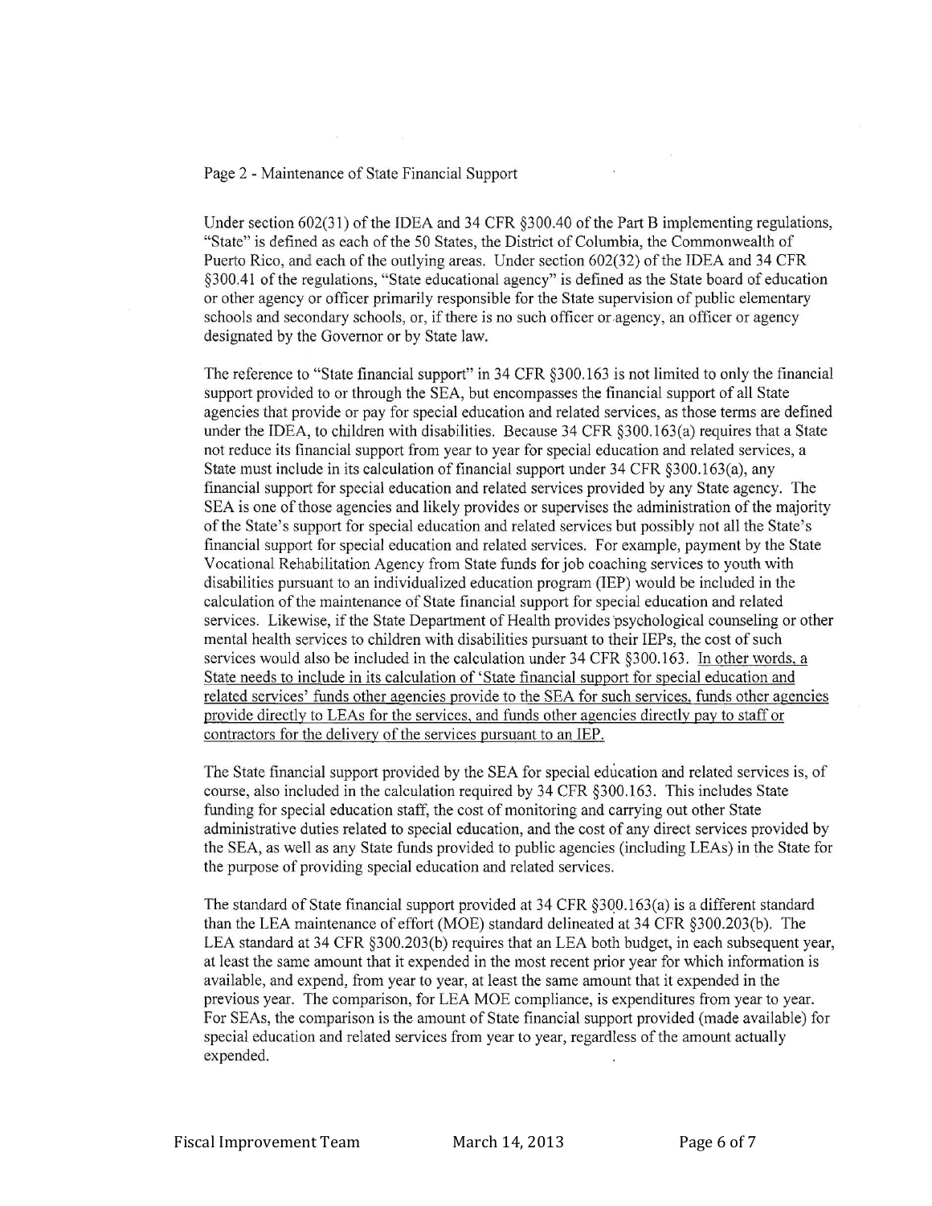Page 2 - Maintenance of State Financial Support

Under section 602(31) of the IDEA and 34 CFR §300.40 of the Part B implementing regulations, "State" is defined as each of the 50 States, the District of Columbia, the Commonwealth of Puerto Rico, and each of the outlying areas. Under section 602(32) of the IDEA and 34 CFR §300.41 of the regulations, "State educational agency" is defined as the State board of education or other agency or officer primarily responsible for the State supervision of public elementary schools and secondary schools, or, if there is no such officer or agency, an officer or agency designated by the Governor or by State law.

The reference to "State financial support" in 34 CFR §300.163 is not limited to only the financial support provided to or through the SEA, but encompasses the financial support of all State agencies that provide or pay for special education and related services, as those terms are defined under the IDEA, to children with disabilities. Because 34 CFR §300.163(a) requires that a State not reduce its financial support from year to year for special education and related services, a State must include in its calculation of financial support under 34 CFR §300.163(a), any financial support for special education and related services provided by any State agency. The SEA is one of those agencies and likely provides or supervises the administration of the majority of the State's support for special education and related services but possibly not all the State's financial support for special education and related services. For example, payment by the State Vocational Rehabilitation Agency from State funds for job coaching services to youth with disabilities pursuant to an individualized education program (IEP) would be included in the calculation of the maintenance of State financial support for special education and related services. Likewise, if the State Department of Health provides psychological counseling or other mental health services to children with disabilities pursuant to their IEPs, the cost of such services would also be included in the calculation under 34 CFR §300.163. <u>In other words, a State needs to include in its calculation of 'State financial support for special education and related services' funds other agencies provide to the SEA for such services, funds other agencies provide directly to LEAs for the services, and funds other agencies directly pay to staff or contractors for the delivery of the services pursuant to an IEP.</u>

The State financial support provided by the SEA for special education and related services is, of course, also included in the calculation required by 34 CFR §300.163. This includes State funding for special education staff, the cost of monitoring and carrying out other State administrative duties related to special education, and the cost of any direct services provided by the SEA, as well as any State funds provided to public agencies (including LEAs) in the State for the purpose of providing special education and related services.

The standard of State financial support provided at 34 CFR §300.163(a) is a different standard than the LEA maintenance of effort (MOE) standard delineated at 34 CFR §300.203(b). The LEA standard at 34 CFR §300.203(b) requires that an LEA both budget, in each subsequent year, at least the same amount that it expended in the most recent prior year for which information is available, and expend, from year to year, at least the same amount that it expended in the previous year. The comparison, for LEA MOE compliance, is expenditures from year to year. For SEAs, the comparison is the amount of State financial support provided (made available) for special education and related services from year to year, regardless of the amount actually expended.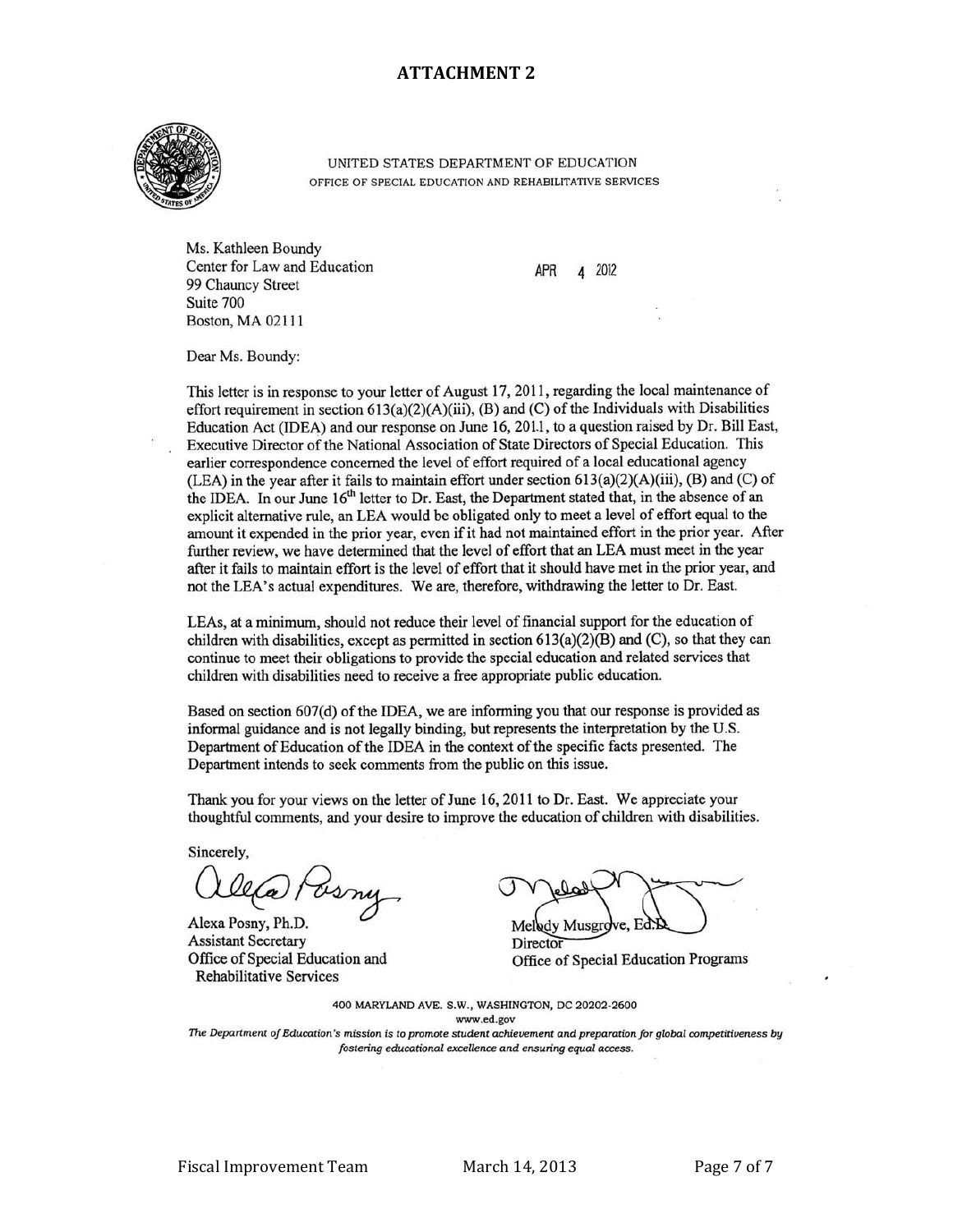## ATTACHMENT 2

UNITED STATES DEPARTMENT OF EDUCATION
OFFICE OF SPECIAL EDUCATION AND REHABILITATIVE SERVICES

Ms. Kathleen Boundy
Center for Law and Education
99 Chauncy Street
Suite 700
Boston, MA 02111

APR 4 2012

Dear Ms. Boundy:

This letter is in response to your letter of August 17, 2011, regarding the local maintenance of effort requirement in section 613(a)(2)(A)(iii), (B) and (C) of the Individuals with Disabilities Education Act (IDEA) and our response on June 16, 2011, to a question raised by Dr. Bill East, Executive Director of the National Association of State Directors of Special Education. This earlier correspondence concerned the level of effort required of a local educational agency (LEA) in the year after it fails to maintain effort under section 613(a)(2)(A)(iii), (B) and (C) of the IDEA. In our June 16th letter to Dr. East, the Department stated that, in the absence of an explicit alternative rule, an LEA would be obligated only to meet a level of effort equal to the amount it expended in the prior year, even if it had not maintained effort in the prior year. After further review, we have determined that the level of effort that an LEA must meet in the year after it fails to maintain effort is the level of effort that it should have met in the prior year, and not the LEA's actual expenditures. We are, therefore, withdrawing the letter to Dr. East.

LEAs, at a minimum, should not reduce their level of financial support for the education of children with disabilities, except as permitted in section 613(a)(2)(B) and (C), so that they can continue to meet their obligations to provide the special education and related services that children with disabilities need to receive a free appropriate public education.

Based on section 607(d) of the IDEA, we are informing you that our response is provided as informal guidance and is not legally binding, but represents the interpretation by the U.S. Department of Education of the IDEA in the context of the specific facts presented. The Department intends to seek comments from the public on this issue.

Thank you for your views on the letter of June 16, 2011 to Dr. East. We appreciate your thoughtful comments, and your desire to improve the education of children with disabilities.

Sincerely,

Alexa Posny, Ph.D.
Assistant Secretary
Office of Special Education and Rehabilitative Services

Melody Musgrove, Ed.D.
Director
Office of Special Education Programs

400 MARYLAND AVE. S.W., WASHINGTON, DC 20202-2600
www.ed.gov

*The Department of Education's mission is to promote student achievement and preparation for global competitiveness by fostering educational excellence and ensuring equal access.*